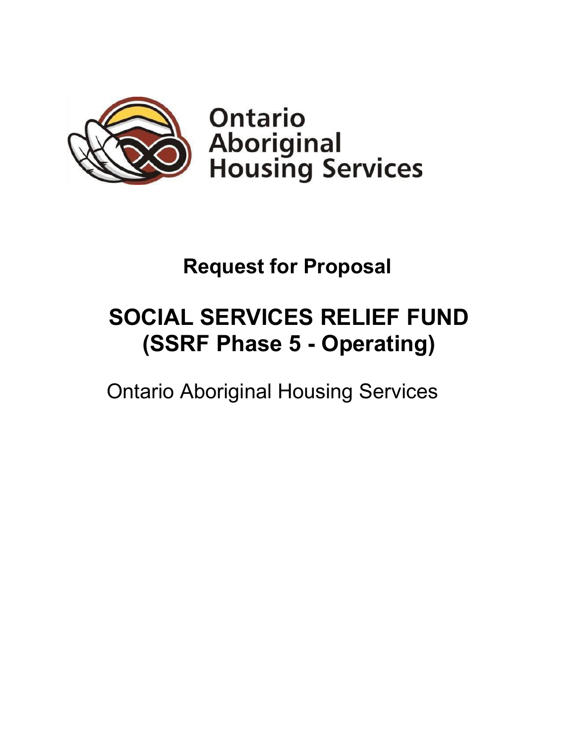Ontario Aboriginal Housing Services

# Request for Proposal

# SOCIAL SERVICES RELIEF FUND (SSRF Phase 5 - Operating)

Ontario Aboriginal Housing Services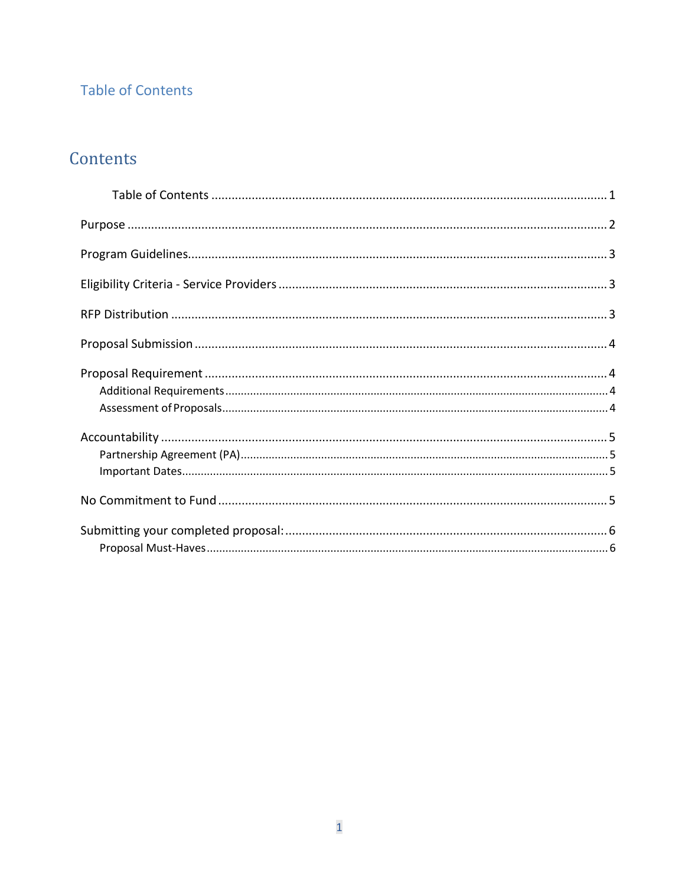## Table of Contents

# Contents

- Table of Contents ..... 1
- Purpose ..... 2
- Program Guidelines ..... 3
- Eligibility Criteria - Service Providers ..... 3
- RFP Distribution ..... 3
- Proposal Submission ..... 4
- Proposal Requirement ..... 4
  - Additional Requirements ..... 4
  - Assessment of Proposals ..... 4
- Accountability ..... 5
  - Partnership Agreement (PA) ..... 5
  - Important Dates ..... 5
- No Commitment to Fund ..... 5
- Submitting your completed proposal: ..... 6
  - Proposal Must-Haves ..... 6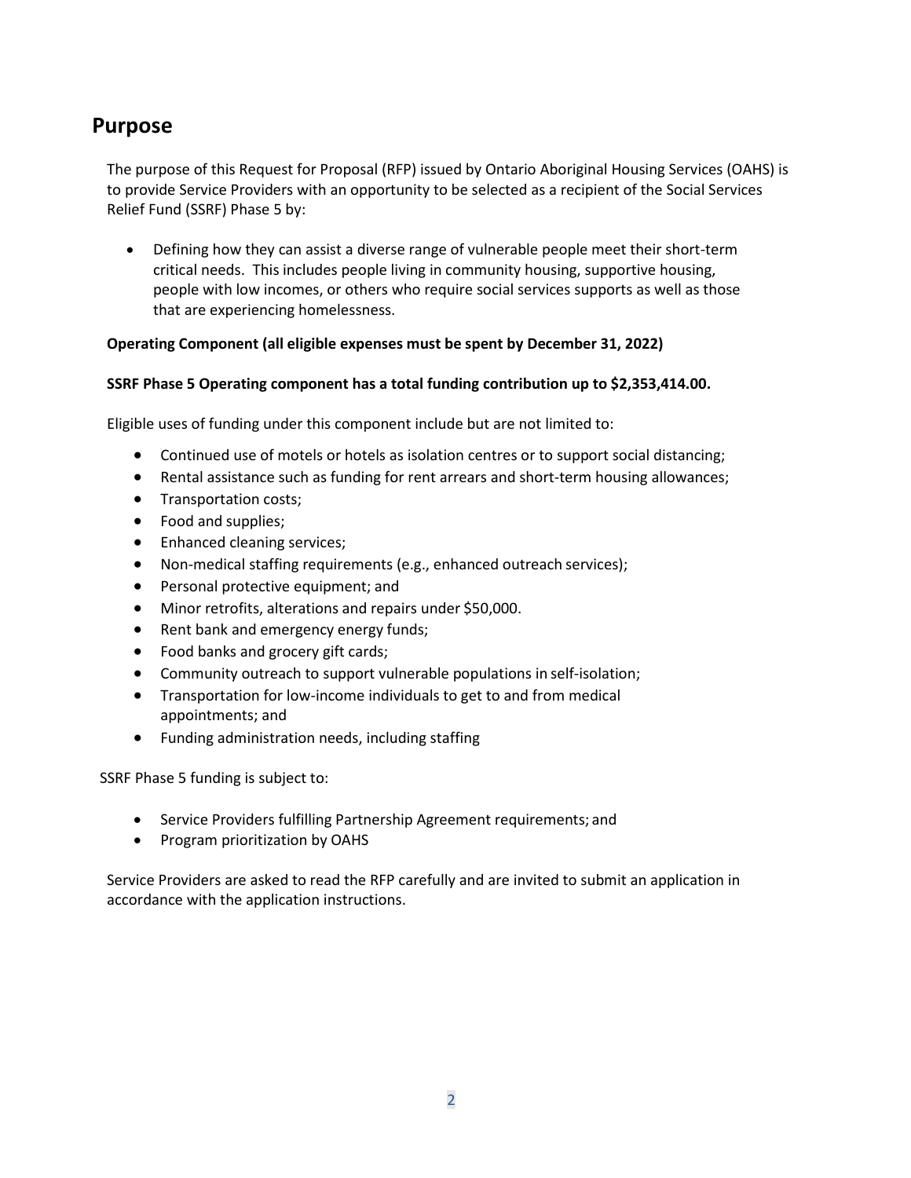# Purpose

The purpose of this Request for Proposal (RFP) issued by Ontario Aboriginal Housing Services (OAHS) is to provide Service Providers with an opportunity to be selected as a recipient of the Social Services Relief Fund (SSRF) Phase 5 by:

- Defining how they can assist a diverse range of vulnerable people meet their short-term critical needs. This includes people living in community housing, supportive housing, people with low incomes, or others who require social services supports as well as those that are experiencing homelessness.

**Operating Component (all eligible expenses must be spent by December 31, 2022)**

**SSRF Phase 5 Operating component has a total funding contribution up to $2,353,414.00.**

Eligible uses of funding under this component include but are not limited to:

- Continued use of motels or hotels as isolation centres or to support social distancing;
- Rental assistance such as funding for rent arrears and short-term housing allowances;
- Transportation costs;
- Food and supplies;
- Enhanced cleaning services;
- Non-medical staffing requirements (e.g., enhanced outreach services);
- Personal protective equipment; and
- Minor retrofits, alterations and repairs under $50,000.
- Rent bank and emergency energy funds;
- Food banks and grocery gift cards;
- Community outreach to support vulnerable populations in self-isolation;
- Transportation for low-income individuals to get to and from medical appointments; and
- Funding administration needs, including staffing

SSRF Phase 5 funding is subject to:

- Service Providers fulfilling Partnership Agreement requirements; and
- Program prioritization by OAHS

Service Providers are asked to read the RFP carefully and are invited to submit an application in accordance with the application instructions.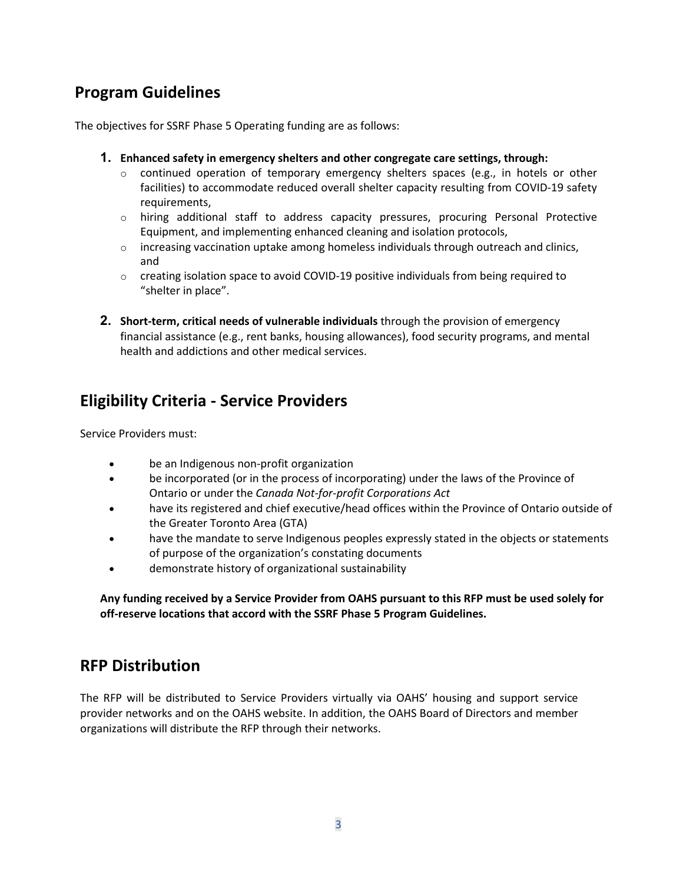## Program Guidelines

The objectives for SSRF Phase 5 Operating funding are as follows:

1. **Enhanced safety in emergency shelters and other congregate care settings, through:**
    - continued operation of temporary emergency shelters spaces (e.g., in hotels or other facilities) to accommodate reduced overall shelter capacity resulting from COVID-19 safety requirements,
    - hiring additional staff to address capacity pressures, procuring Personal Protective Equipment, and implementing enhanced cleaning and isolation protocols,
    - increasing vaccination uptake among homeless individuals through outreach and clinics, and
    - creating isolation space to avoid COVID-19 positive individuals from being required to "shelter in place".

2. **Short-term, critical needs of vulnerable individuals** through the provision of emergency financial assistance (e.g., rent banks, housing allowances), food security programs, and mental health and addictions and other medical services.

## Eligibility Criteria - Service Providers

Service Providers must:

- be an Indigenous non-profit organization
- be incorporated (or in the process of incorporating) under the laws of the Province of Ontario or under the *Canada Not-for-profit Corporations Act*
- have its registered and chief executive/head offices within the Province of Ontario outside of the Greater Toronto Area (GTA)
- have the mandate to serve Indigenous peoples expressly stated in the objects or statements of purpose of the organization's constating documents
- demonstrate history of organizational sustainability

**Any funding received by a Service Provider from OAHS pursuant to this RFP must be used solely for off-reserve locations that accord with the SSRF Phase 5 Program Guidelines.**

## RFP Distribution

The RFP will be distributed to Service Providers virtually via OAHS' housing and support service provider networks and on the OAHS website. In addition, the OAHS Board of Directors and member organizations will distribute the RFP through their networks.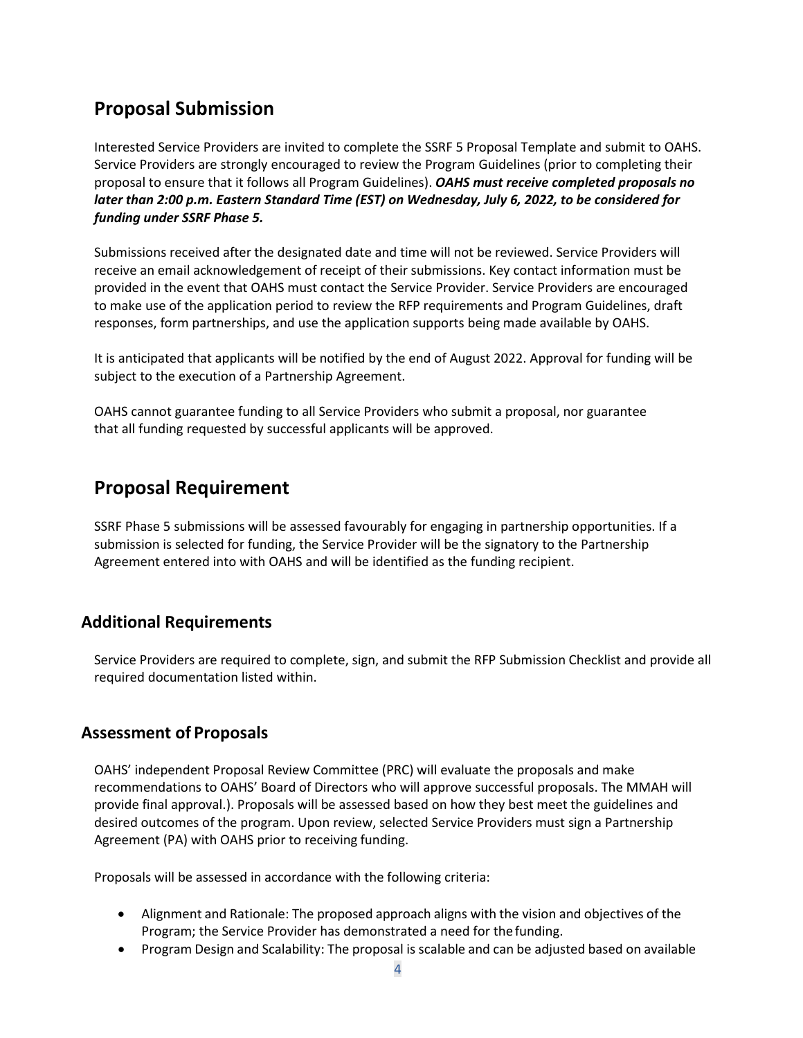## Proposal Submission

Interested Service Providers are invited to complete the SSRF 5 Proposal Template and submit to OAHS. Service Providers are strongly encouraged to review the Program Guidelines (prior to completing their proposal to ensure that it follows all Program Guidelines). ***OAHS must receive completed proposals no later than 2:00 p.m. Eastern Standard Time (EST) on Wednesday, July 6, 2022, to be considered for funding under SSRF Phase 5.***

Submissions received after the designated date and time will not be reviewed. Service Providers will receive an email acknowledgement of receipt of their submissions. Key contact information must be provided in the event that OAHS must contact the Service Provider. Service Providers are encouraged to make use of the application period to review the RFP requirements and Program Guidelines, draft responses, form partnerships, and use the application supports being made available by OAHS.

It is anticipated that applicants will be notified by the end of August 2022. Approval for funding will be subject to the execution of a Partnership Agreement.

OAHS cannot guarantee funding to all Service Providers who submit a proposal, nor guarantee that all funding requested by successful applicants will be approved.

## Proposal Requirement

SSRF Phase 5 submissions will be assessed favourably for engaging in partnership opportunities. If a submission is selected for funding, the Service Provider will be the signatory to the Partnership Agreement entered into with OAHS and will be identified as the funding recipient.

### Additional Requirements

Service Providers are required to complete, sign, and submit the RFP Submission Checklist and provide all required documentation listed within.

### Assessment of Proposals

OAHS' independent Proposal Review Committee (PRC) will evaluate the proposals and make recommendations to OAHS' Board of Directors who will approve successful proposals. The MMAH will provide final approval.). Proposals will be assessed based on how they best meet the guidelines and desired outcomes of the program. Upon review, selected Service Providers must sign a Partnership Agreement (PA) with OAHS prior to receiving funding.

Proposals will be assessed in accordance with the following criteria:

- Alignment and Rationale: The proposed approach aligns with the vision and objectives of the Program; the Service Provider has demonstrated a need for the funding.
- Program Design and Scalability: The proposal is scalable and can be adjusted based on available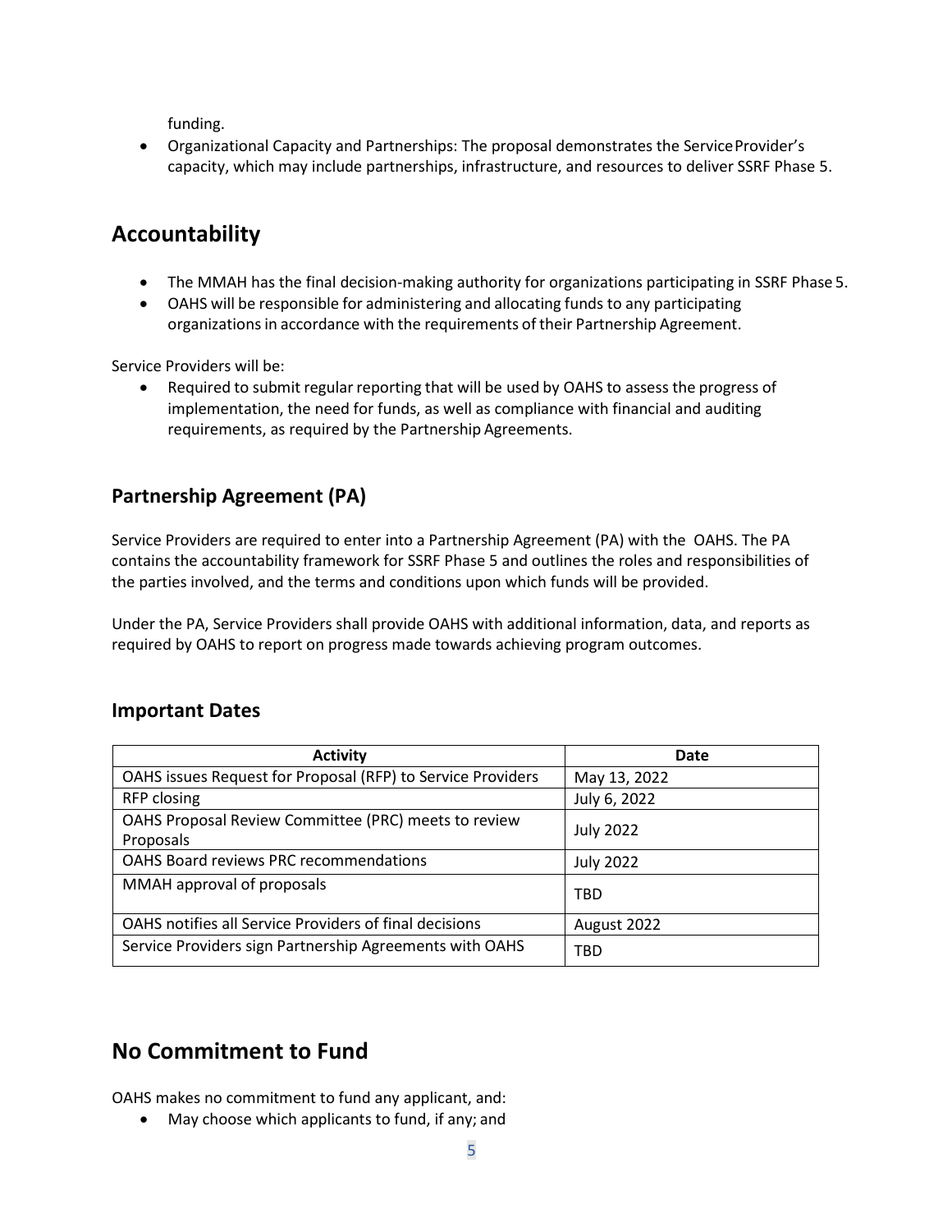funding.

- Organizational Capacity and Partnerships: The proposal demonstrates the Service Provider's capacity, which may include partnerships, infrastructure, and resources to deliver SSRF Phase 5.

# Accountability

- The MMAH has the final decision-making authority for organizations participating in SSRF Phase 5.
- OAHS will be responsible for administering and allocating funds to any participating organizations in accordance with the requirements of their Partnership Agreement.

Service Providers will be:

- Required to submit regular reporting that will be used by OAHS to assess the progress of implementation, the need for funds, as well as compliance with financial and auditing requirements, as required by the Partnership Agreements.

## Partnership Agreement (PA)

Service Providers are required to enter into a Partnership Agreement (PA) with the OAHS. The PA contains the accountability framework for SSRF Phase 5 and outlines the roles and responsibilities of the parties involved, and the terms and conditions upon which funds will be provided.

Under the PA, Service Providers shall provide OAHS with additional information, data, and reports as required by OAHS to report on progress made towards achieving program outcomes.

## Important Dates

| Activity | Date |
|---|---|
| OAHS issues Request for Proposal (RFP) to Service Providers | May 13, 2022 |
| RFP closing | July 6, 2022 |
| OAHS Proposal Review Committee (PRC) meets to review Proposals | July 2022 |
| OAHS Board reviews PRC recommendations | July 2022 |
| MMAH approval of proposals | TBD |
| OAHS notifies all Service Providers of final decisions | August 2022 |
| Service Providers sign Partnership Agreements with OAHS | TBD |

# No Commitment to Fund

OAHS makes no commitment to fund any applicant, and:

- May choose which applicants to fund, if any; and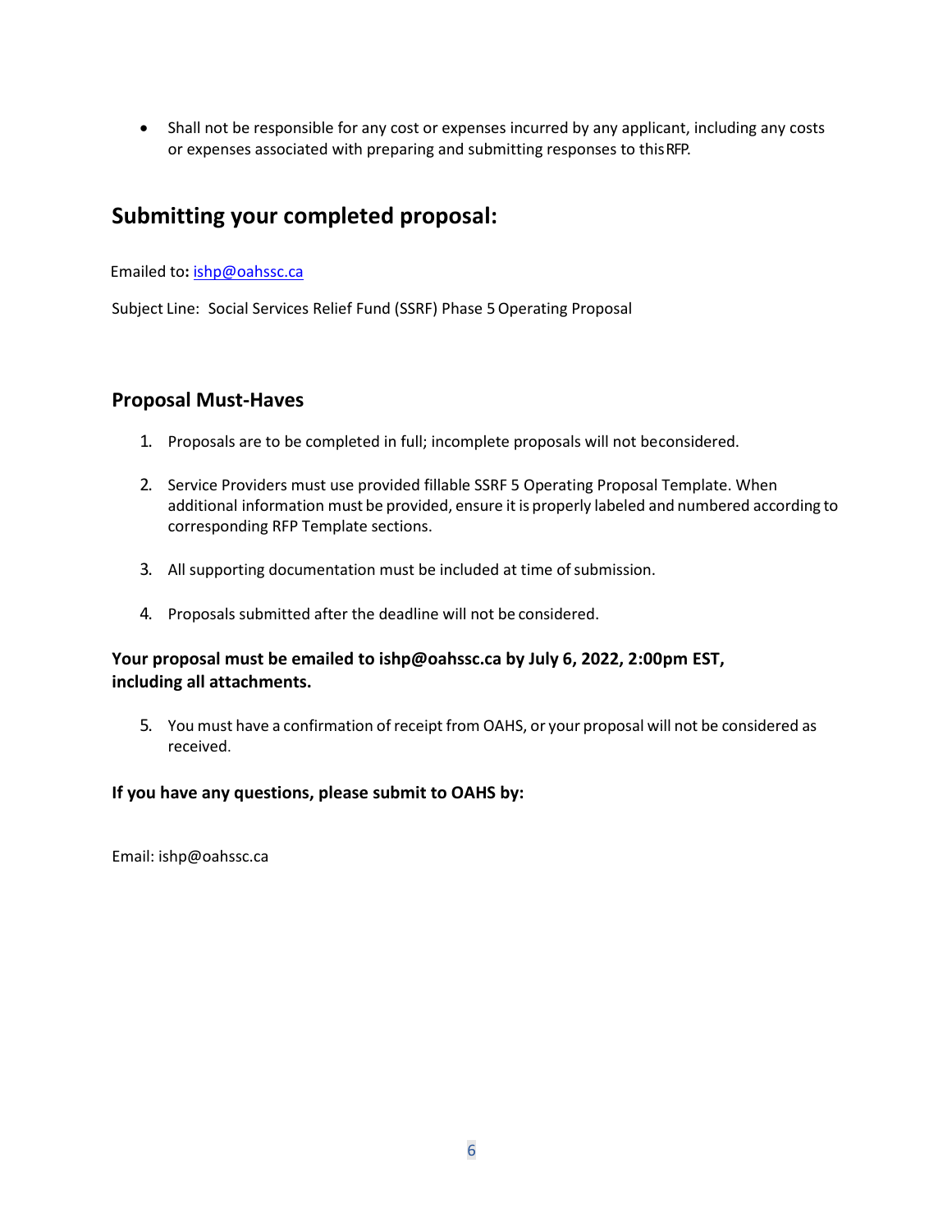- Shall not be responsible for any cost or expenses incurred by any applicant, including any costs or expenses associated with preparing and submitting responses to this RFP.

## Submitting your completed proposal:

Emailed to: ishp@oahssc.ca

Subject Line: Social Services Relief Fund (SSRF) Phase 5 Operating Proposal

### Proposal Must-Haves

1. Proposals are to be completed in full; incomplete proposals will not be considered.

2. Service Providers must use provided fillable SSRF 5 Operating Proposal Template. When additional information must be provided, ensure it is properly labeled and numbered according to corresponding RFP Template sections.

3. All supporting documentation must be included at time of submission.

4. Proposals submitted after the deadline will not be considered.

**Your proposal must be emailed to ishp@oahssc.ca by July 6, 2022, 2:00pm EST, including all attachments.**

5. You must have a confirmation of receipt from OAHS, or your proposal will not be considered as received.

**If you have any questions, please submit to OAHS by:**

Email: ishp@oahssc.ca